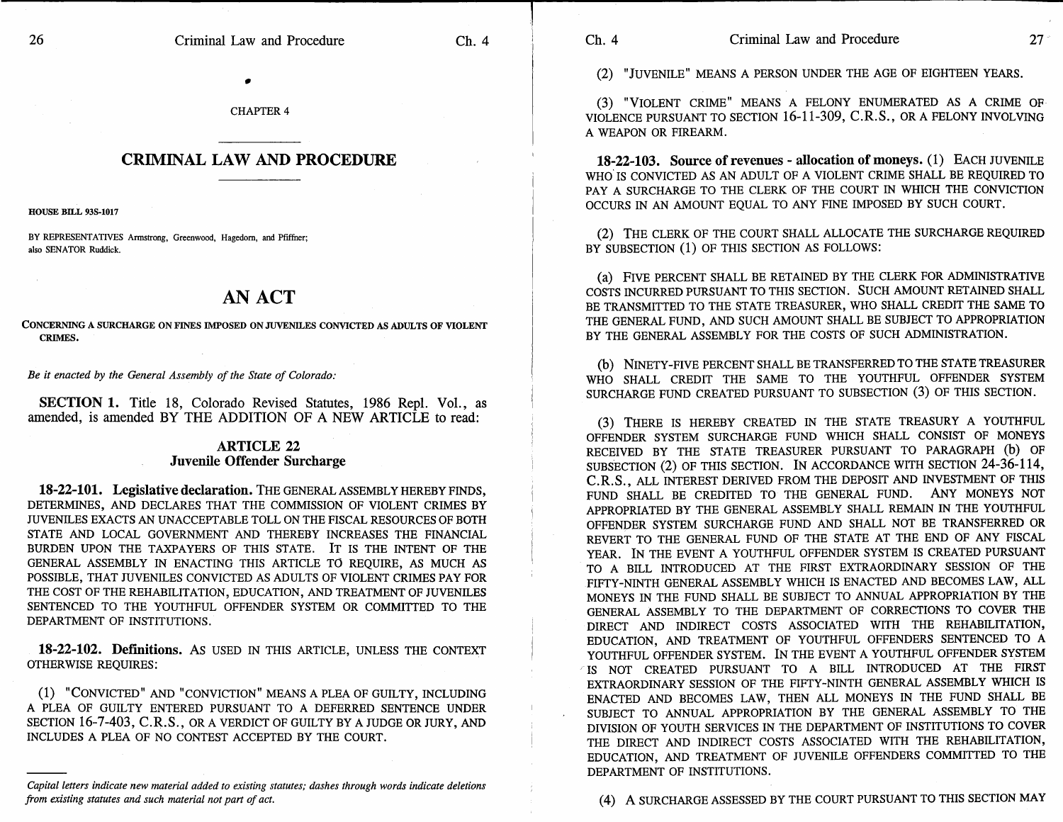CHAPTER 4

## CRIMINAL LAW AND PROCEDURE

**HOUSE BILL 93S-1017**

BY REPRESENTATIVES Armstrong, Greenwood, Hagedorn, and Pfiffner; also SENATOR Ruddick.

# AN ACT

CONCERNING A SURCHARGE ON FINES IMPOSED ON JUVENILES CONVICTED AS ADULTS OF VIOLENT CRIMES.

*Be it enacted by the General Assembly of the State of Colorado:*

**SECTION 1.** Title 18, Colorado Revised Statutes, 1986 Repl. Vol., as amended, is amended BY THE ADDITION OF A NEW ARTICLE to read:

### ARTICLE 22
### Juvenile Offender Surcharge

**18-22-101. Legislative declaration.** THE GENERAL ASSEMBLY HEREBY FINDS, DETERMINES, AND DECLARES THAT THE COMMISSION OF VIOLENT CRIMES BY JUVENILES EXACTS AN UNACCEPTABLE TOLL ON THE FISCAL RESOURCES OF BOTH STATE AND LOCAL GOVERNMENT AND THEREBY INCREASES THE FINANCIAL BURDEN UPON THE TAXPAYERS OF THIS STATE. IT IS THE INTENT OF THE GENERAL ASSEMBLY IN ENACTING THIS ARTICLE TO REQUIRE, AS MUCH AS POSSIBLE, THAT JUVENILES CONVICTED AS ADULTS OF VIOLENT CRIMES PAY FOR THE COST OF THE REHABILITATION, EDUCATION, AND TREATMENT OF JUVENILES SENTENCED TO THE YOUTHFUL OFFENDER SYSTEM OR COMMITTED TO THE DEPARTMENT OF INSTITUTIONS.

**18-22-102. Definitions.** AS USED IN THIS ARTICLE, UNLESS THE CONTEXT OTHERWISE REQUIRES:

(1) "CONVICTED" AND "CONVICTION" MEANS A PLEA OF GUILTY, INCLUDING A PLEA OF GUILTY ENTERED PURSUANT TO A DEFERRED SENTENCE UNDER SECTION 16-7-403, C.R.S., OR A VERDICT OF GUILTY BY A JUDGE OR JURY, AND INCLUDES A PLEA OF NO CONTEST ACCEPTED BY THE COURT.

(2) "JUVENILE" MEANS A PERSON UNDER THE AGE OF EIGHTEEN YEARS.

(3) "VIOLENT CRIME" MEANS A FELONY ENUMERATED AS A CRIME OF VIOLENCE PURSUANT TO SECTION 16-11-309, C.R.S., OR A FELONY INVOLVING A WEAPON OR FIREARM.

**18-22-103. Source of revenues - allocation of moneys.** (1) EACH JUVENILE WHO IS CONVICTED AS AN ADULT OF A VIOLENT CRIME SHALL BE REQUIRED TO PAY A SURCHARGE TO THE CLERK OF THE COURT IN WHICH THE CONVICTION OCCURS IN AN AMOUNT EQUAL TO ANY FINE IMPOSED BY SUCH COURT.

(2) THE CLERK OF THE COURT SHALL ALLOCATE THE SURCHARGE REQUIRED BY SUBSECTION (1) OF THIS SECTION AS FOLLOWS:

(a) FIVE PERCENT SHALL BE RETAINED BY THE CLERK FOR ADMINISTRATIVE COSTS INCURRED PURSUANT TO THIS SECTION. SUCH AMOUNT RETAINED SHALL BE TRANSMITTED TO THE STATE TREASURER, WHO SHALL CREDIT THE SAME TO THE GENERAL FUND, AND SUCH AMOUNT SHALL BE SUBJECT TO APPROPRIATION BY THE GENERAL ASSEMBLY FOR THE COSTS OF SUCH ADMINISTRATION.

(b) NINETY-FIVE PERCENT SHALL BE TRANSFERRED TO THE STATE TREASURER WHO SHALL CREDIT THE SAME TO THE YOUTHFUL OFFENDER SYSTEM SURCHARGE FUND CREATED PURSUANT TO SUBSECTION (3) OF THIS SECTION.

(3) THERE IS HEREBY CREATED IN THE STATE TREASURY A YOUTHFUL OFFENDER SYSTEM SURCHARGE FUND WHICH SHALL CONSIST OF MONEYS RECEIVED BY THE STATE TREASURER PURSUANT TO PARAGRAPH (b) OF SUBSECTION (2) OF THIS SECTION. IN ACCORDANCE WITH SECTION 24-36-114, C.R.S., ALL INTEREST DERIVED FROM THE DEPOSIT AND INVESTMENT OF THIS FUND SHALL BE CREDITED TO THE GENERAL FUND. ANY MONEYS NOT APPROPRIATED BY THE GENERAL ASSEMBLY SHALL REMAIN IN THE YOUTHFUL OFFENDER SYSTEM SURCHARGE FUND AND SHALL NOT BE TRANSFERRED OR REVERT TO THE GENERAL FUND OF THE STATE AT THE END OF ANY FISCAL YEAR. IN THE EVENT A YOUTHFUL OFFENDER SYSTEM IS CREATED PURSUANT TO A BILL INTRODUCED AT THE FIRST EXTRAORDINARY SESSION OF THE FIFTY-NINTH GENERAL ASSEMBLY WHICH IS ENACTED AND BECOMES LAW, ALL MONEYS IN THE FUND SHALL BE SUBJECT TO ANNUAL APPROPRIATION BY THE GENERAL ASSEMBLY TO THE DEPARTMENT OF CORRECTIONS TO COVER THE DIRECT AND INDIRECT COSTS ASSOCIATED WITH THE REHABILITATION, EDUCATION, AND TREATMENT OF YOUTHFUL OFFENDERS SENTENCED TO A YOUTHFUL OFFENDER SYSTEM. IN THE EVENT A YOUTHFUL OFFENDER SYSTEM IS NOT CREATED PURSUANT TO A BILL INTRODUCED AT THE FIRST EXTRAORDINARY SESSION OF THE FIFTY-NINTH GENERAL ASSEMBLY WHICH IS ENACTED AND BECOMES LAW, THEN ALL MONEYS IN THE FUND SHALL BE SUBJECT TO ANNUAL APPROPRIATION BY THE GENERAL ASSEMBLY TO THE DIVISION OF YOUTH SERVICES IN THE DEPARTMENT OF INSTITUTIONS TO COVER THE DIRECT AND INDIRECT COSTS ASSOCIATED WITH THE REHABILITATION, EDUCATION, AND TREATMENT OF JUVENILE OFFENDERS COMMITTED TO THE DEPARTMENT OF INSTITUTIONS.

(4) A SURCHARGE ASSESSED BY THE COURT PURSUANT TO THIS SECTION MAY

---

*Capital letters indicate new material added to existing statutes; dashes through words indicate deletions from existing statutes and such material not part of act.*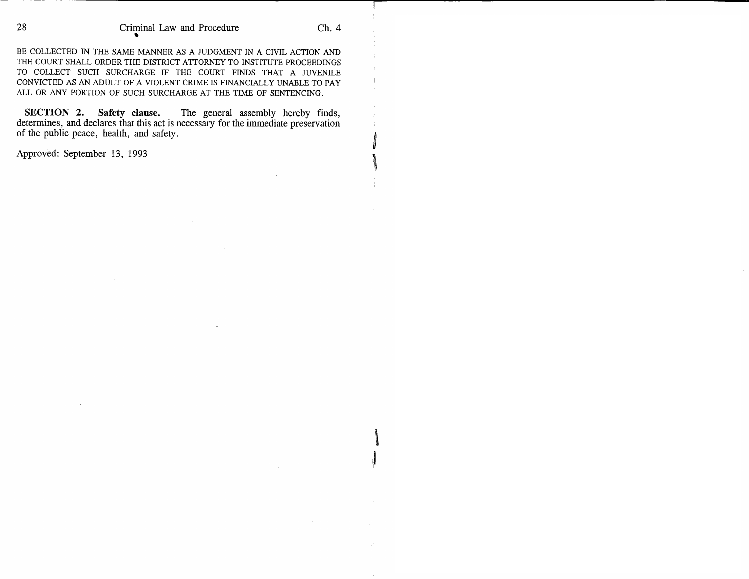BE COLLECTED IN THE SAME MANNER AS A JUDGMENT IN A CIVIL ACTION AND THE COURT SHALL ORDER THE DISTRICT ATTORNEY TO INSTITUTE PROCEEDINGS TO COLLECT SUCH SURCHARGE IF THE COURT FINDS THAT A JUVENILE CONVICTED AS AN ADULT OF A VIOLENT CRIME IS FINANCIALLY UNABLE TO PAY ALL OR ANY PORTION OF SUCH SURCHARGE AT THE TIME OF SENTENCING.

**SECTION 2. Safety clause.** The general assembly hereby finds, determines, and declares that this act is necessary for the immediate preservation of the public peace, health, and safety.

Approved: September 13, 1993